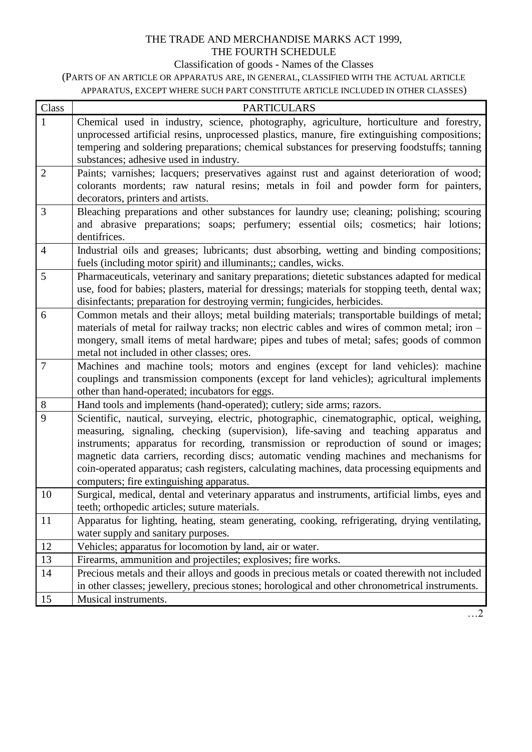# THE TRADE AND MERCHANDISE MARKS ACT 1999,

## THE FOURTH SCHEDULE

### Classification of goods - Names of the Classes

(PARTS OF AN ARTICLE OR APPARATUS ARE, IN GENERAL, CLASSIFIED WITH THE ACTUAL ARTICLE APPARATUS, EXCEPT WHERE SUCH PART CONSTITUTE ARTICLE INCLUDED IN OTHER CLASSES)

| Class | PARTICULARS |
|---|---|
| 1 | Chemical used in industry, science, photography, agriculture, horticulture and forestry, unprocessed artificial resins, unprocessed plastics, manure, fire extinguishing compositions; tempering and soldering preparations; chemical substances for preserving foodstuffs; tanning substances; adhesive used in industry. |
| 2 | Paints; varnishes; lacquers; preservatives against rust and against deterioration of wood; colorants mordents; raw natural resins; metals in foil and powder form for painters, decorators, printers and artists. |
| 3 | Bleaching preparations and other substances for laundry use; cleaning; polishing; scouring and abrasive preparations; soaps; perfumery; essential oils; cosmetics; hair lotions; dentifrices. |
| 4 | Industrial oils and greases; lubricants; dust absorbing, wetting and binding compositions; fuels (including motor spirit) and illuminants;; candles, wicks. |
| 5 | Pharmaceuticals, veterinary and sanitary preparations; dietetic substances adapted for medical use, food for babies; plasters, material for dressings; materials for stopping teeth, dental wax; disinfectants; preparation for destroying vermin; fungicides, herbicides. |
| 6 | Common metals and their alloys; metal building materials; transportable buildings of metal; materials of metal for railway tracks; non electric cables and wires of common metal; iron – mongery, small items of metal hardware; pipes and tubes of metal; safes; goods of common metal not included in other classes; ores. |
| 7 | Machines and machine tools; motors and engines (except for land vehicles): machine couplings and transmission components (except for land vehicles); agricultural implements other than hand-operated; incubators for eggs. |
| 8 | Hand tools and implements (hand-operated); cutlery; side arms; razors. |
| 9 | Scientific, nautical, surveying, electric, photographic, cinematographic, optical, weighing, measuring, signaling, checking (supervision), life-saving and teaching apparatus and instruments; apparatus for recording, transmission or reproduction of sound or images; magnetic data carriers, recording discs; automatic vending machines and mechanisms for coin-operated apparatus; cash registers, calculating machines, data processing equipments and computers; fire extinguishing apparatus. |
| 10 | Surgical, medical, dental and veterinary apparatus and instruments, artificial limbs, eyes and teeth; orthopedic articles; suture materials. |
| 11 | Apparatus for lighting, heating, steam generating, cooking, refrigerating, drying ventilating, water supply and sanitary purposes. |
| 12 | Vehicles; apparatus for locomotion by land, air or water. |
| 13 | Firearms, ammunition and projectiles; explosives; fire works. |
| 14 | Precious metals and their alloys and goods in precious metals or coated therewith not included in other classes; jewellery, precious stones; horological and other chronometrical instruments. |
| 15 | Musical instruments. |

…2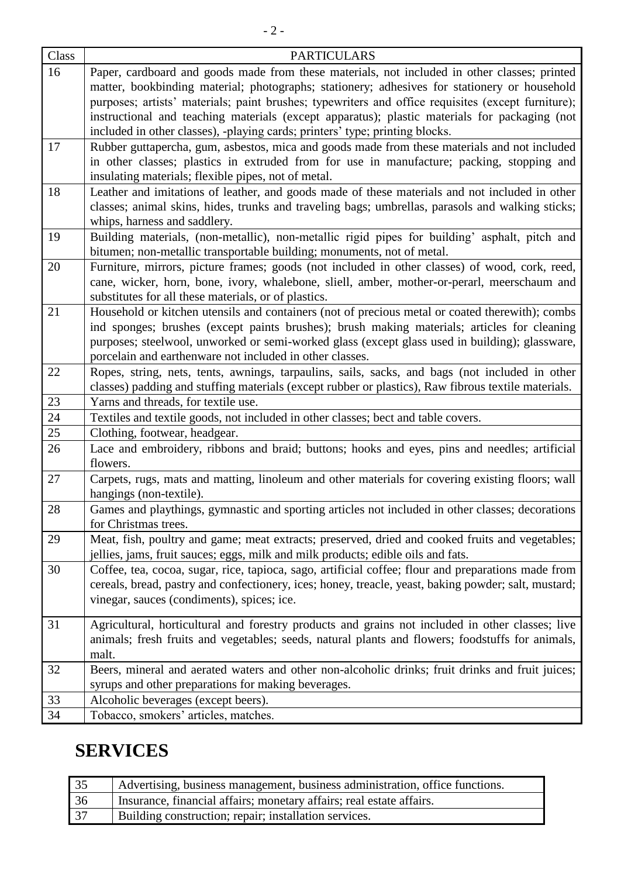| Class | PARTICULARS |
|---|---|
| 16 | Paper, cardboard and goods made from these materials, not included in other classes; printed matter, bookbinding material; photographs; stationery; adhesives for stationery or household purposes; artists' materials; paint brushes; typewriters and office requisites (except furniture); instructional and teaching materials (except apparatus); plastic materials for packaging (not included in other classes), -playing cards; printers' type; printing blocks. |
| 17 | Rubber guttapercha, gum, asbestos, mica and goods made from these materials and not included in other classes; plastics in extruded from for use in manufacture; packing, stopping and insulating materials; flexible pipes, not of metal. |
| 18 | Leather and imitations of leather, and goods made of these materials and not included in other classes; animal skins, hides, trunks and traveling bags; umbrellas, parasols and walking sticks; whips, harness and saddlery. |
| 19 | Building materials, (non-metallic), non-metallic rigid pipes for building' asphalt, pitch and bitumen; non-metallic transportable building; monuments, not of metal. |
| 20 | Furniture, mirrors, picture frames; goods (not included in other classes) of wood, cork, reed, cane, wicker, horn, bone, ivory, whalebone, sliell, amber, mother-or-perarl, meerschaum and substitutes for all these materials, or of plastics. |
| 21 | Household or kitchen utensils and containers (not of precious metal or coated therewith); combs ind sponges; brushes (except paints brushes); brush making materials; articles for cleaning purposes; steelwool, unworked or semi-worked glass (except glass used in building); glassware, porcelain and earthenware not included in other classes. |
| 22 | Ropes, string, nets, tents, awnings, tarpaulins, sails, sacks, and bags (not included in other classes) padding and stuffing materials (except rubber or plastics), Raw fibrous textile materials. |
| 23 | Yarns and threads, for textile use. |
| 24 | Textiles and textile goods, not included in other classes; bect and table covers. |
| 25 | Clothing, footwear, headgear. |
| 26 | Lace and embroidery, ribbons and braid; buttons; hooks and eyes, pins and needles; artificial flowers. |
| 27 | Carpets, rugs, mats and matting, linoleum and other materials for covering existing floors; wall hangings (non-textile). |
| 28 | Games and playthings, gymnastic and sporting articles not included in other classes; decorations for Christmas trees. |
| 29 | Meat, fish, poultry and game; meat extracts; preserved, dried and cooked fruits and vegetables; jellies, jams, fruit sauces; eggs, milk and milk products; edible oils and fats. |
| 30 | Coffee, tea, cocoa, sugar, rice, tapioca, sago, artificial coffee; flour and preparations made from cereals, bread, pastry and confectionery, ices; honey, treacle, yeast, baking powder; salt, mustard; vinegar, sauces (condiments), spices; ice. |
| 31 | Agricultural, horticultural and forestry products and grains not included in other classes; live animals; fresh fruits and vegetables; seeds, natural plants and flowers; foodstuffs for animals, malt. |
| 32 | Beers, mineral and aerated waters and other non-alcoholic drinks; fruit drinks and fruit juices; syrups and other preparations for making beverages. |
| 33 | Alcoholic beverages (except beers). |
| 34 | Tobacco, smokers' articles, matches. |

# SERVICES

| | |
|---|---|
| 35 | Advertising, business management, business administration, office functions. |
| 36 | Insurance, financial affairs; monetary affairs; real estate affairs. |
| 37 | Building construction; repair; installation services. |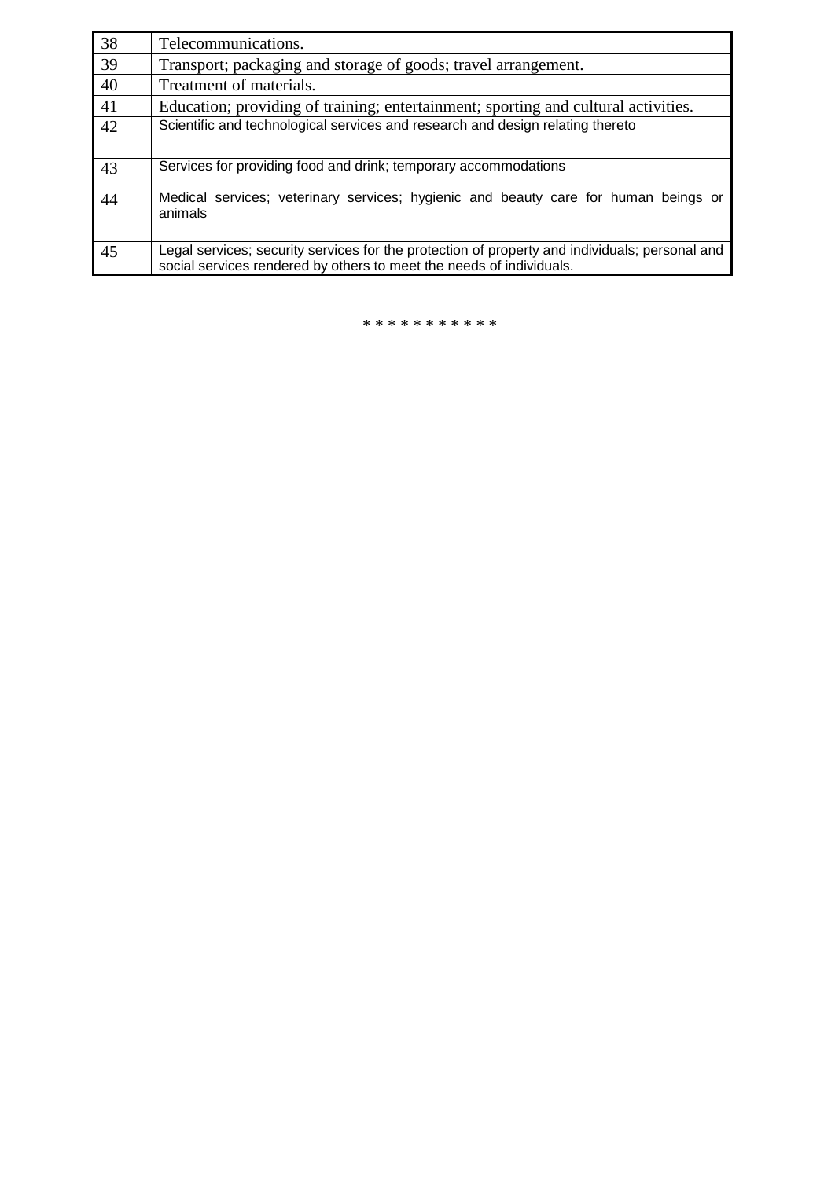| | |
|---|---|
| 38 | Telecommunications. |
| 39 | Transport; packaging and storage of goods; travel arrangement. |
| 40 | Treatment of materials. |
| 41 | Education; providing of training; entertainment; sporting and cultural activities. |
| 42 | Scientific and technological services and research and design relating thereto |
| 43 | Services for providing food and drink; temporary accommodations |
| 44 | Medical services; veterinary services; hygienic and beauty care for human beings or animals |
| 45 | Legal services; security services for the protection of property and individuals; personal and social services rendered by others to meet the needs of individuals. |

* * * * * * * * * * *